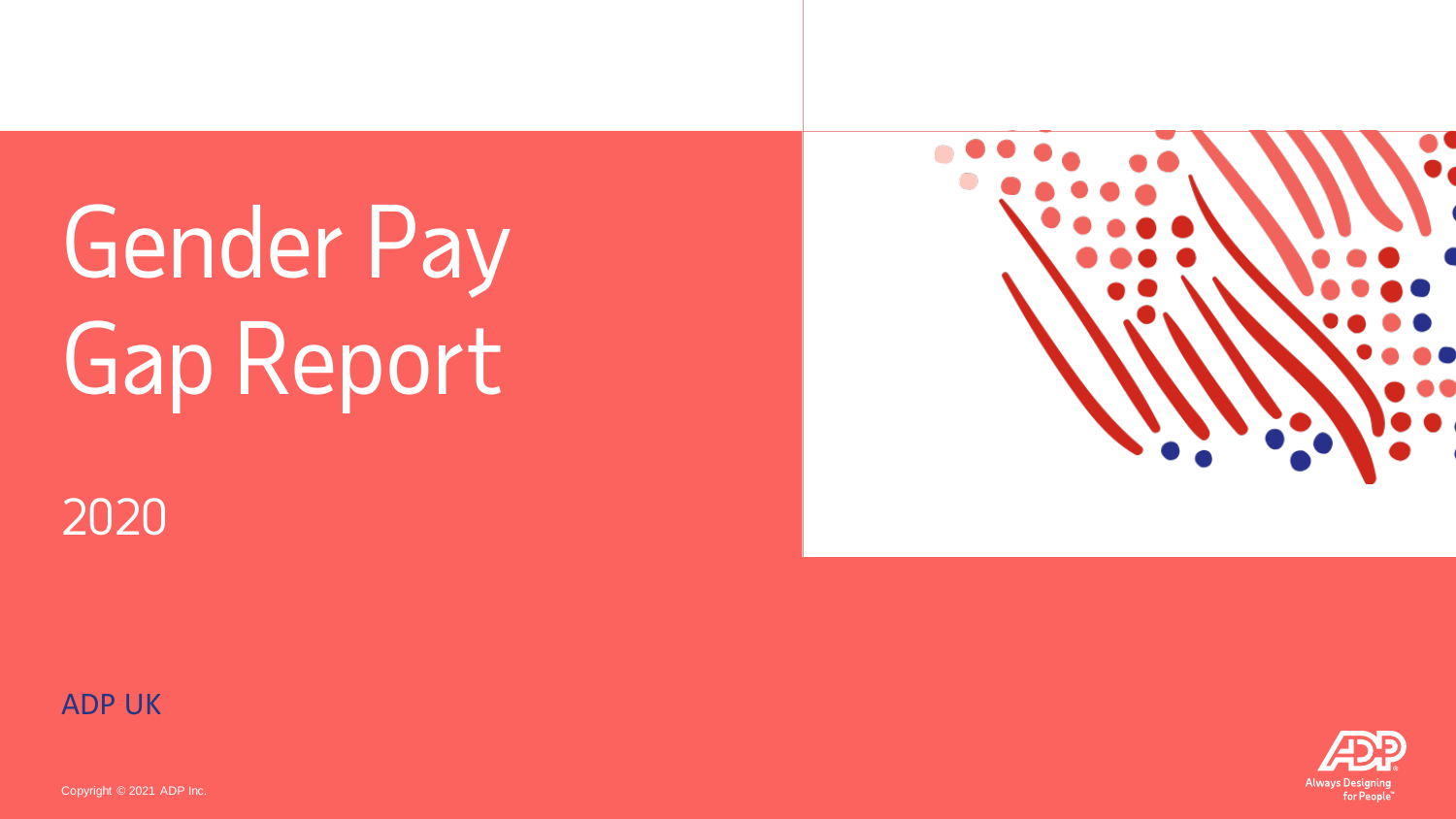# Gender Pay Gap Report

2020

ADP UK

Copyright © 2021 ADP Inc.

Always Designing for People™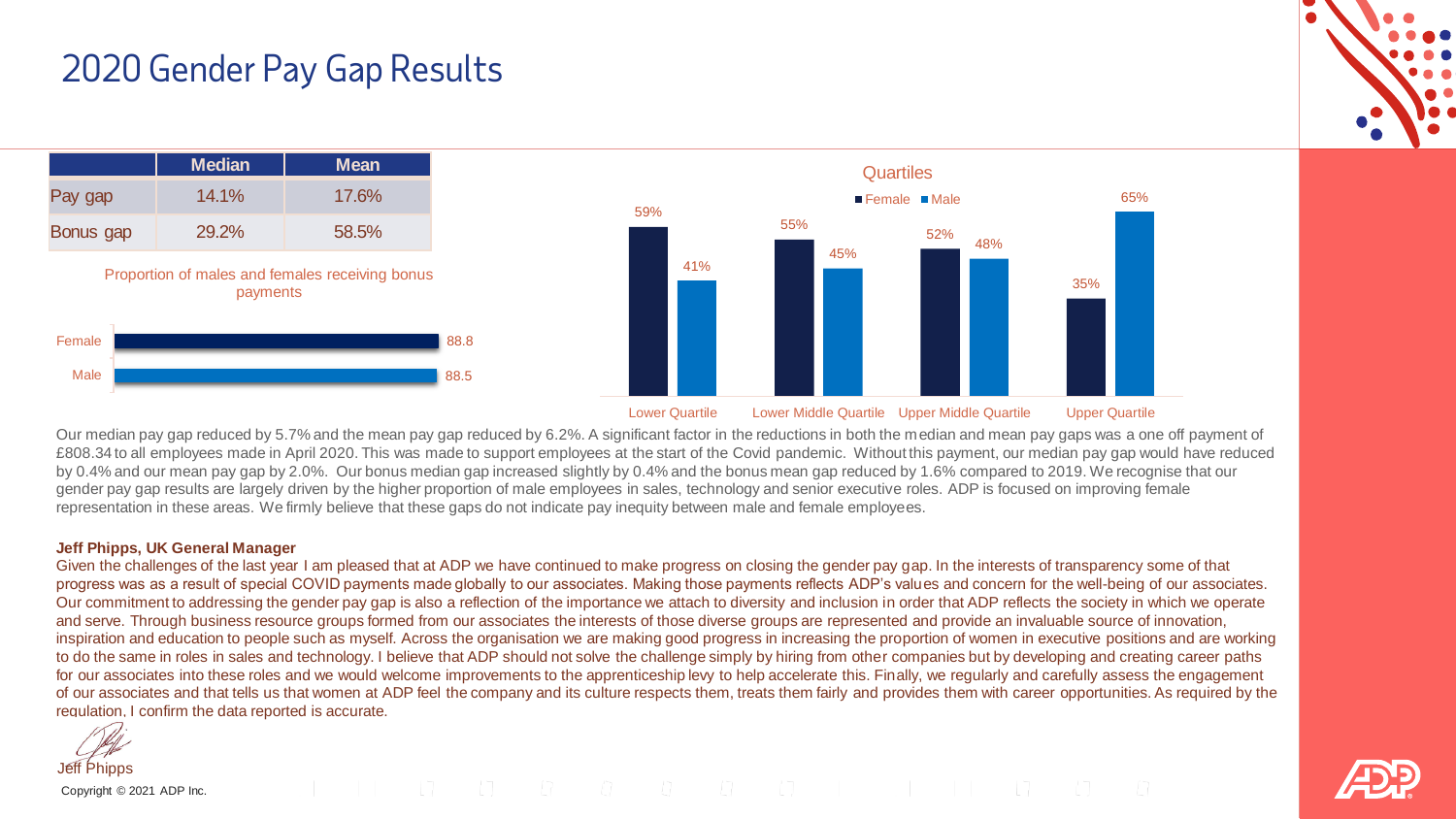# 2020 Gender Pay Gap Results

| | Median | Mean |
|---|---|---|
| Pay gap | 14.1% | 17.6% |
| Bonus gap | 29.2% | 58.5% |

Proportion of males and females receiving bonus payments

| | % |
|---|---|
| Female | 88.8 |
| Male | 88.5 |

Quartiles

| | Female | Male |
|---|---|---|
| Lower Quartile | 59% | 41% |
| Lower Middle Quartile | 55% | 45% |
| Upper Middle Quartile | 52% | 48% |
| Upper Quartile | 35% | 65% |

Our median pay gap reduced by 5.7% and the mean pay gap reduced by 6.2%. A significant factor in the reductions in both the median and mean pay gaps was a one off payment of £808.34 to all employees made in April 2020. This was made to support employees at the start of the Covid pandemic. Without this payment, our median pay gap would have reduced by 0.4% and our mean pay gap by 2.0%. Our bonus median gap increased slightly by 0.4% and the bonus mean gap reduced by 1.6% compared to 2019. We recognise that our gender pay gap results are largely driven by the higher proportion of male employees in sales, technology and senior executive roles. ADP is focused on improving female representation in these areas. We firmly believe that these gaps do not indicate pay inequity between male and female employees.

**Jeff Phipps, UK General Manager**

Given the challenges of the last year I am pleased that at ADP we have continued to make progress on closing the gender pay gap. In the interests of transparency some of that progress was as a result of special COVID payments made globally to our associates. Making those payments reflects ADP's values and concern for the well-being of our associates. Our commitment to addressing the gender pay gap is also a reflection of the importance we attach to diversity and inclusion in order that ADP reflects the society in which we operate and serve. Through business resource groups formed from our associates the interests of those diverse groups are represented and provide an invaluable source of innovation, inspiration and education to people such as myself. Across the organisation we are making good progress in increasing the proportion of women in executive positions and are working to do the same in roles in sales and technology. I believe that ADP should not solve the challenge simply by hiring from other companies but by developing and creating career paths for our associates into these roles and we would welcome improvements to the apprenticeship levy to help accelerate this. Finally, we regularly and carefully assess the engagement of our associates and that tells us that women at ADP feel the company and its culture respects them, treats them fairly and provides them with career opportunities. As required by the regulation, I confirm the data reported is accurate.

Jeff Phipps

Copyright © 2021 ADP Inc.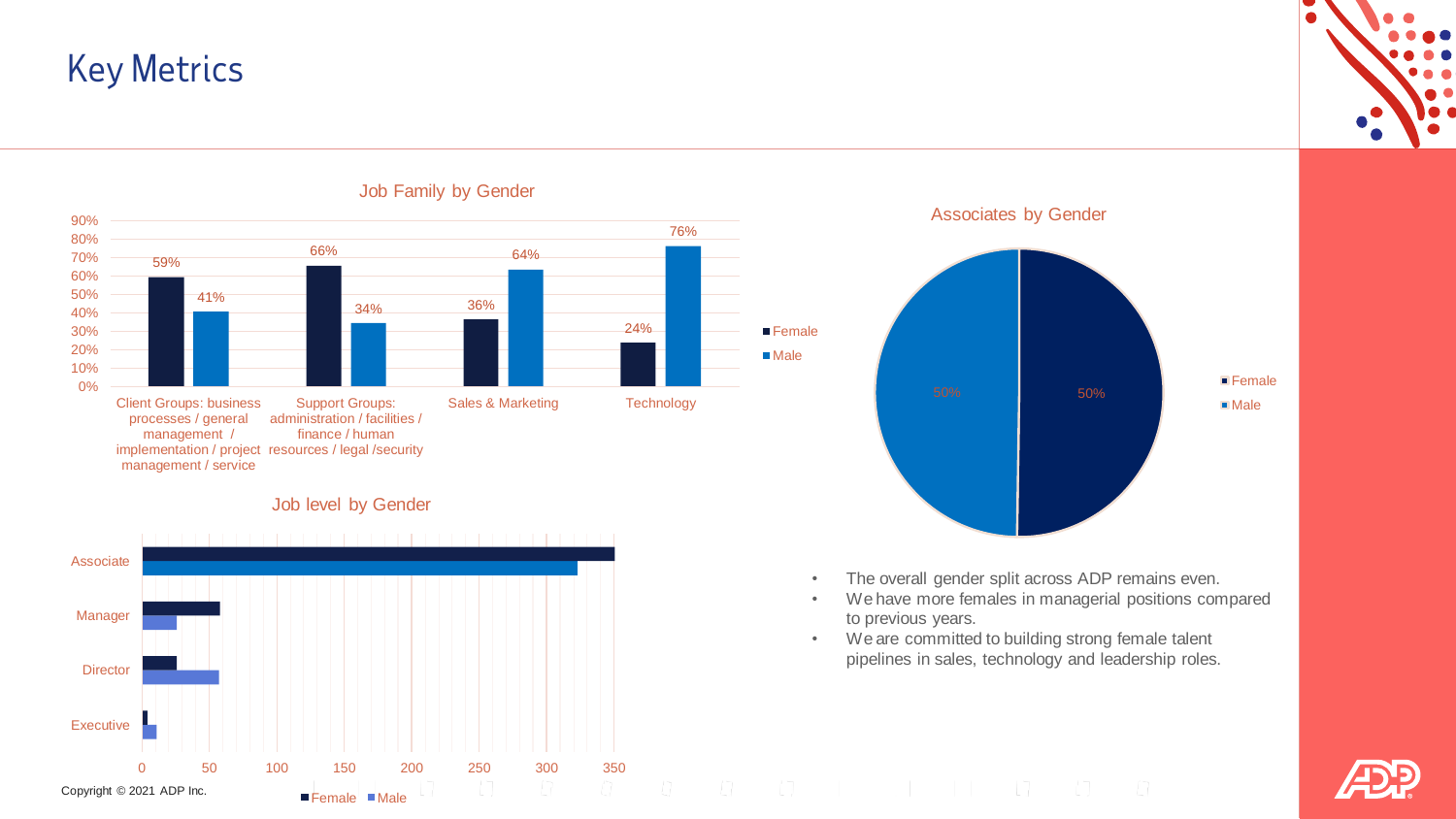# Key Metrics

**Job Family by Gender**

| Job Family | Female | Male |
| --- | --- | --- |
| Client Groups: business processes / general management / implementation / project management / service | 59% | 41% |
| Support Groups: administration / facilities / finance / human resources / legal /security | 66% | 34% |
| Sales & Marketing | 36% | 64% |
| Technology | 24% | 76% |

**Associates by Gender**

| Gender | Share |
| --- | --- |
| Female | 50% |
| Male | 50% |

**Job level by Gender**

Job levels: Associate, Manager, Director, Executive (Female / Male; axis 0–350)

- The overall gender split across ADP remains even.
- We have more females in managerial positions compared to previous years.
- We are committed to building strong female talent pipelines in sales, technology and leadership roles.

Copyright © 2021 ADP Inc.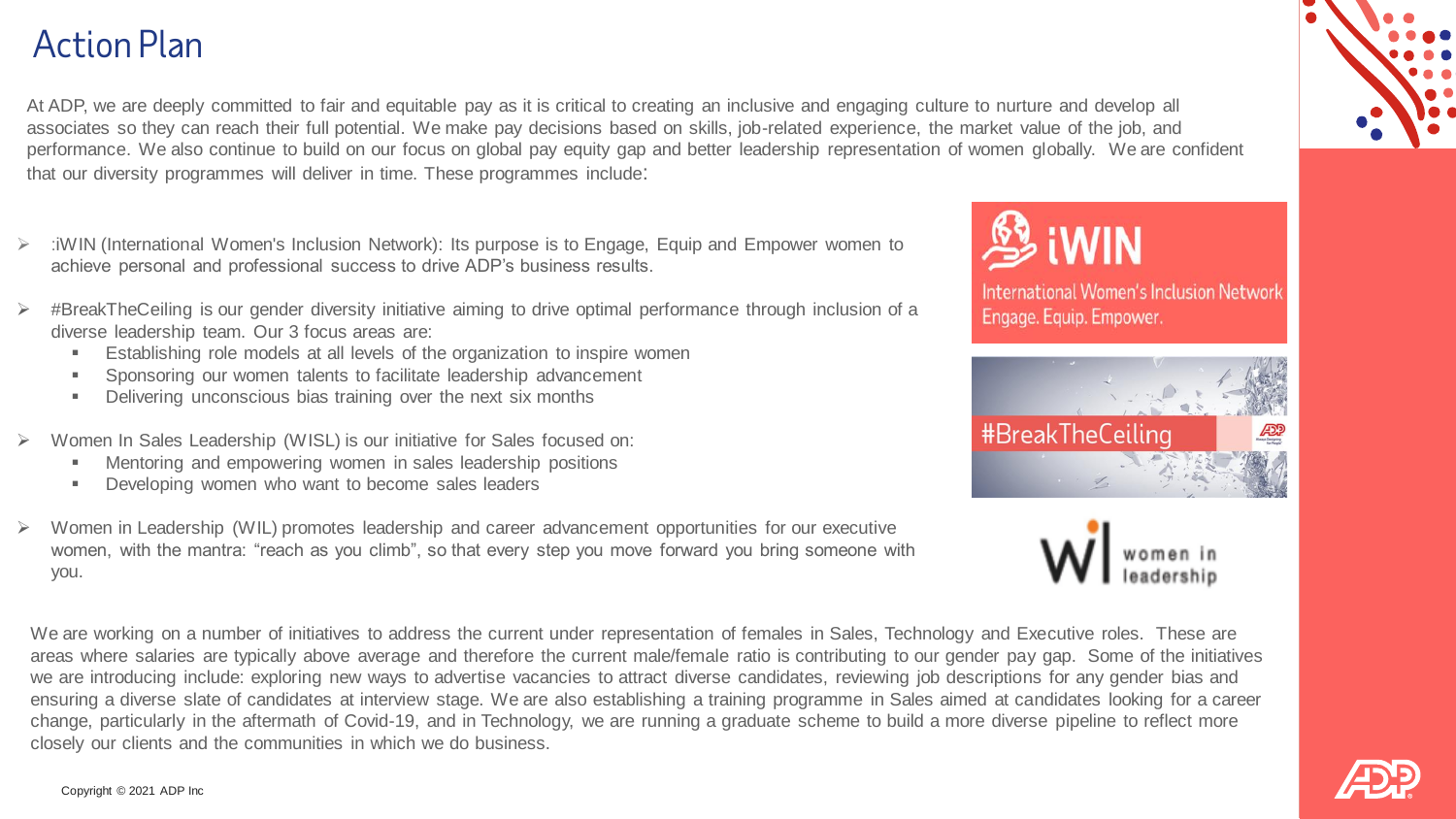# Action Plan

At ADP, we are deeply committed to fair and equitable pay as it is critical to creating an inclusive and engaging culture to nurture and develop all associates so they can reach their full potential. We make pay decisions based on skills, job-related experience, the market value of the job, and performance. We also continue to build on our focus on global pay equity gap and better leadership representation of women globally. We are confident that our diversity programmes will deliver in time. These programmes include:

- :iWIN (International Women's Inclusion Network): Its purpose is to Engage, Equip and Empower women to achieve personal and professional success to drive ADP's business results.
- #BreakTheCeiling is our gender diversity initiative aiming to drive optimal performance through inclusion of a diverse leadership team. Our 3 focus areas are:
  - Establishing role models at all levels of the organization to inspire women
  - Sponsoring our women talents to facilitate leadership advancement
  - Delivering unconscious bias training over the next six months
- Women In Sales Leadership (WISL) is our initiative for Sales focused on:
  - Mentoring and empowering women in sales leadership positions
  - Developing women who want to become sales leaders
- Women in Leadership (WIL) promotes leadership and career advancement opportunities for our executive women, with the mantra: "reach as you climb", so that every step you move forward you bring someone with you.

iWIN

International Women's Inclusion Network

Engage. Equip. Empower.

#BreakTheCeiling

wl women in leadership

We are working on a number of initiatives to address the current under representation of females in Sales, Technology and Executive roles. These are areas where salaries are typically above average and therefore the current male/female ratio is contributing to our gender pay gap. Some of the initiatives we are introducing include: exploring new ways to advertise vacancies to attract diverse candidates, reviewing job descriptions for any gender bias and ensuring a diverse slate of candidates at interview stage. We are also establishing a training programme in Sales aimed at candidates looking for a career change, particularly in the aftermath of Covid-19, and in Technology, we are running a graduate scheme to build a more diverse pipeline to reflect more closely our clients and the communities in which we do business.

Copyright © 2021 ADP Inc